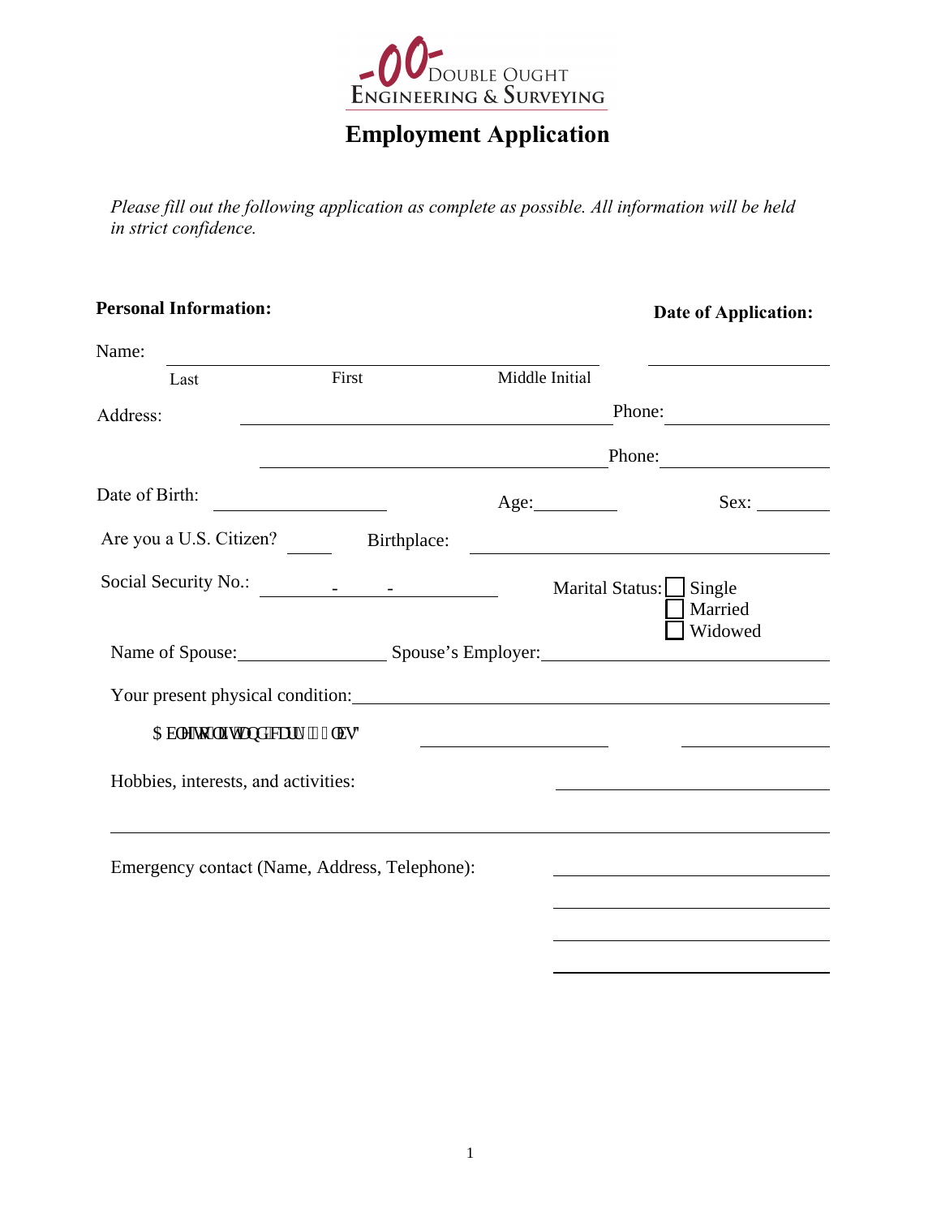**-00- DOUBLE OUGHT**
**ENGINEERING & SURVEYING**

# Employment Application

*Please fill out the following application as complete as possible. All information will be held in strict confidence.*

**Personal Information:** **Date of Application:** ____________

Name: ______________________________________________
Last First Middle Initial

Address: ______________________________ Phone: ______________

______________________________ Phone: ______________

Date of Birth: ______________ Age: ________ Sex: ________

Are you a U.S. Citizen? _____ Birthplace: ______________________________

Social Security No.: ____ - ____ - ______

Marital Status:
- ☐ Single
- ☐ Married
- ☐ Widowed

Name of Spouse: ______________ Spouse's Employer: ______________________

Your present physical condition: ______________________________________

Able to lift and carry ___ lbs? ______________ ______________

Hobbies, interests, and activities: ______________________

______________________________________________________________

Emergency contact (Name, Address, Telephone): ______________________

______________________

______________________

______________________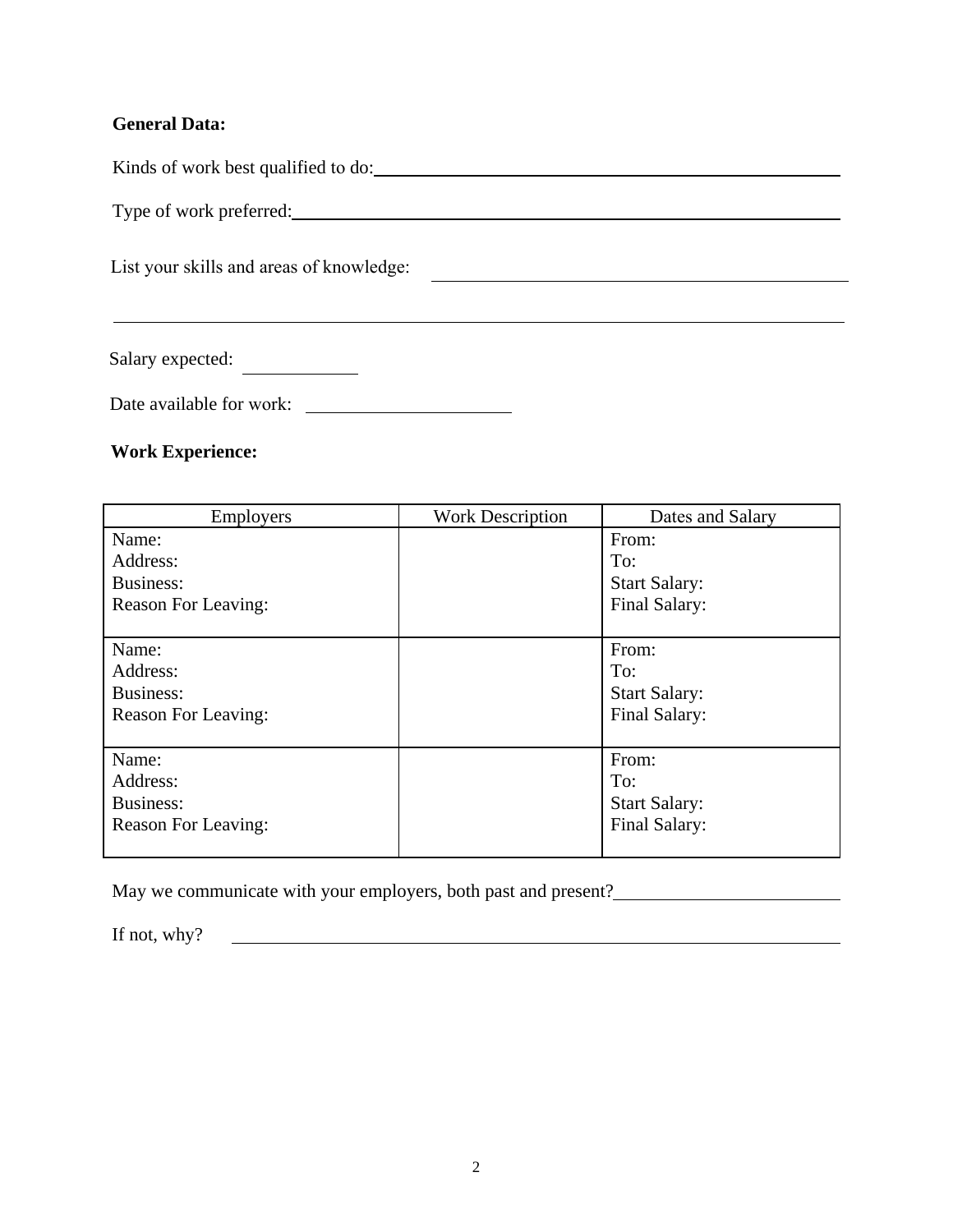**General Data:**

Kinds of work best qualified to do: ______________________________

Type of work preferred: ______________________________

List your skills and areas of knowledge: ______________________________

______________________________

Salary expected: ____________

Date available for work: ______________________

**Work Experience:**

| Employers | Work Description | Dates and Salary |
|---|---|---|
| Name:<br>Address:<br>Business:<br>Reason For Leaving: | | From:<br>To:<br>Start Salary:<br>Final Salary: |
| Name:<br>Address:<br>Business:<br>Reason For Leaving: | | From:<br>To:<br>Start Salary:<br>Final Salary: |
| Name:<br>Address:<br>Business:<br>Reason For Leaving: | | From:<br>To:<br>Start Salary:<br>Final Salary: |

May we communicate with your employers, both past and present? ______________________

If not, why? ______________________________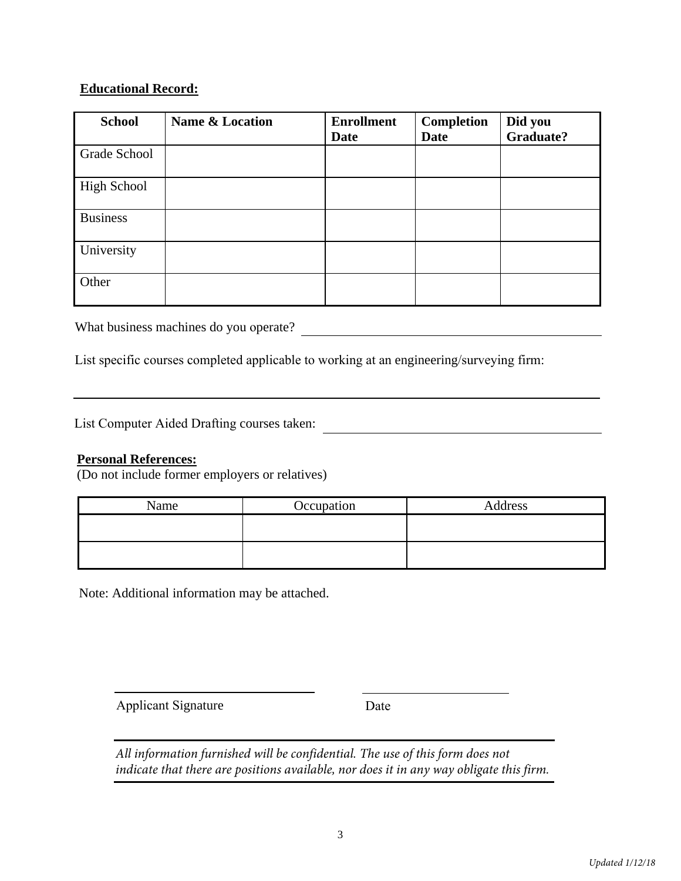**Educational Record:**

| School | Name & Location | Enrollment Date | Completion Date | Did you Graduate? |
|---|---|---|---|---|
| Grade School | | | | |
| High School | | | | |
| Business | | | | |
| University | | | | |
| Other | | | | |

What business machines do you operate? ______________________________

List specific courses completed applicable to working at an engineering/surveying firm:

______________________________________________________________

List Computer Aided Drafting courses taken: ______________________________

**Personal References:**
(Do not include former employers or relatives)

| Name | Occupation | Address |
|---|---|---|
| | | |
| | | |

Note: Additional information may be attached.

______________________________ ______________________
Applicant Signature Date

*All information furnished will be confidential. The use of this form does not indicate that there are positions available, nor does it in any way obligate this firm.*

*Updated 1/12/18*